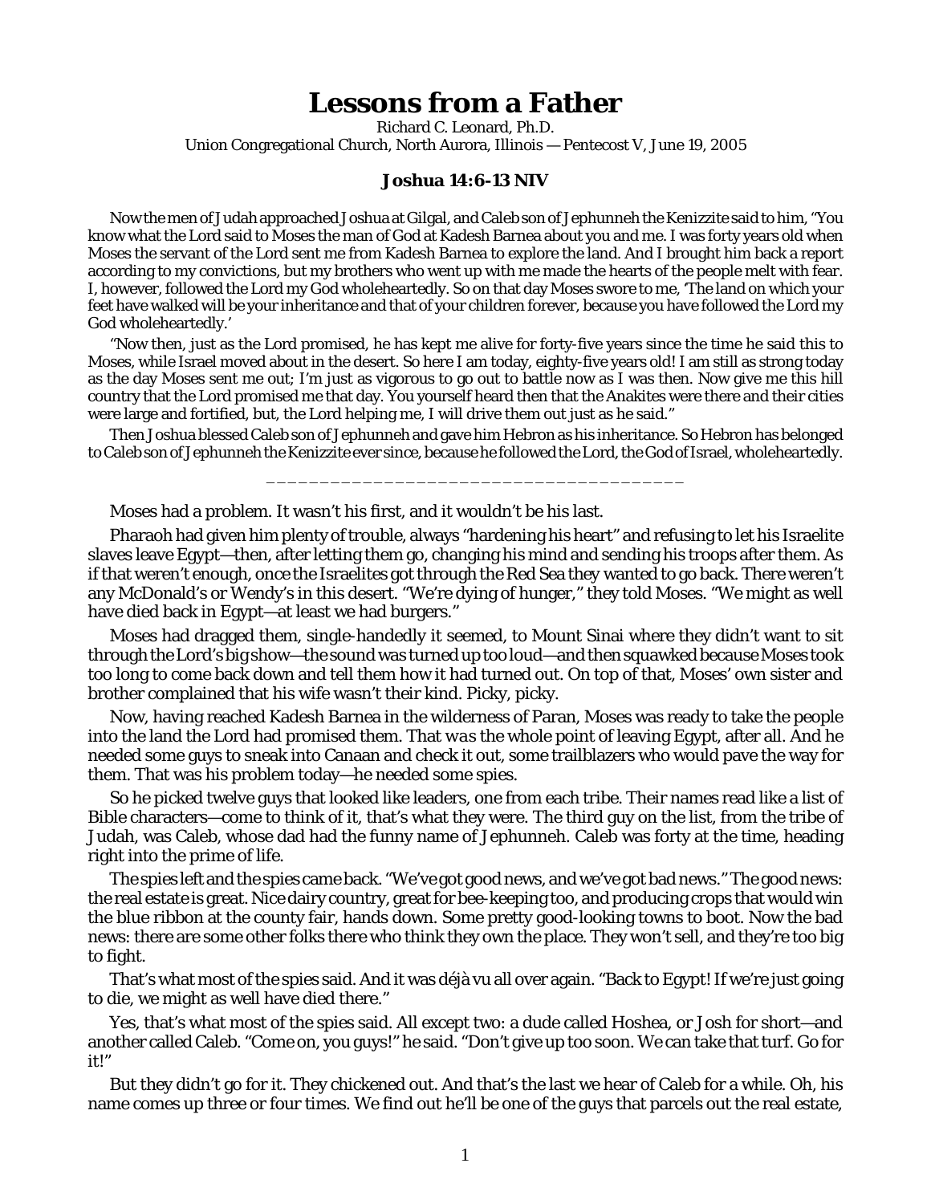# Lessons from a Father

Richard C. Leonard, Ph.D.
Union Congregational Church, North Aurora, Illinois — Pentecost V, June 19, 2005

### Joshua 14:6-13 NIV

Now the men of Judah approached Joshua at Gilgal, and Caleb son of Jephunneh the Kenizzite said to him, "You know what the Lord said to Moses the man of God at Kadesh Barnea about you and me. I was forty years old when Moses the servant of the Lord sent me from Kadesh Barnea to explore the land. And I brought him back a report according to my convictions, but my brothers who went up with me made the hearts of the people melt with fear. I, however, followed the Lord my God wholeheartedly. So on that day Moses swore to me, 'The land on which your feet have walked will be your inheritance and that of your children forever, because you have followed the Lord my God wholeheartedly.'

"Now then, just as the Lord promised, he has kept me alive for forty-five years since the time he said this to Moses, while Israel moved about in the desert. So here I am today, eighty-five years old! I am still as strong today as the day Moses sent me out; I'm just as vigorous to go out to battle now as I was then. Now give me this hill country that the Lord promised me that day. You yourself heard then that the Anakites were there and their cities were large and fortified, but, the Lord helping me, I will drive them out just as he said."

Then Joshua blessed Caleb son of Jephunneh and gave him Hebron as his inheritance. So Hebron has belonged to Caleb son of Jephunneh the Kenizzite ever since, because he followed the Lord, the God of Israel, wholeheartedly.

---

Moses had a problem. It wasn't his first, and it wouldn't be his last.

Pharaoh had given him plenty of trouble, always "hardening his heart" and refusing to let his Israelite slaves leave Egypt—then, after letting them go, changing his mind and sending his troops after them. As if that weren't enough, once the Israelites got through the Red Sea they wanted to go back. There weren't any McDonald's or Wendy's in this desert. "We're dying of hunger," they told Moses. "We might as well have died back in Egypt—at least we had burgers."

Moses had dragged them, single-handedly it seemed, to Mount Sinai where they didn't want to sit through the Lord's big show—the sound was turned up too loud—and then squawked because Moses took too long to come back down and tell them how it had turned out. On top of that, Moses' own sister and brother complained that his wife wasn't their kind. Picky, picky.

Now, having reached Kadesh Barnea in the wilderness of Paran, Moses was ready to take the people into the land the Lord had promised them. That *was* the whole point of leaving Egypt, after all. And he needed some guys to sneak into Canaan and check it out, some trailblazers who would pave the way for them. That was his problem today—he needed some spies.

So he picked twelve guys that looked like leaders, one from each tribe. Their names read like a list of Bible characters—come to think of it, that's what they were. The third guy on the list, from the tribe of Judah, was Caleb, whose dad had the funny name of Jephunneh. Caleb was forty at the time, heading right into the prime of life.

The spies left and the spies came back. "We've got good news, and we've got bad news." The good news: the real estate is great. Nice dairy country, great for bee-keeping too, and producing crops that would win the blue ribbon at the county fair, hands down. Some pretty good-looking towns to boot. Now the bad news: there are some other folks there who think they own the place. They won't sell, and they're too big to fight.

That's what most of the spies said. And it was *déjà vu* all over again. "Back to Egypt! If we're just going to die, we might as well have died there."

Yes, that's what most of the spies said. All except two: a dude called Hoshea, or Josh for short—and another called Caleb. "Come on, you guys!" he said. "Don't give up too soon. We can take that turf. Go for it!"

But they didn't go for it. They chickened out. And that's the last we hear of Caleb for a while. Oh, his name comes up three or four times. We find out he'll be one of the guys that parcels out the real estate,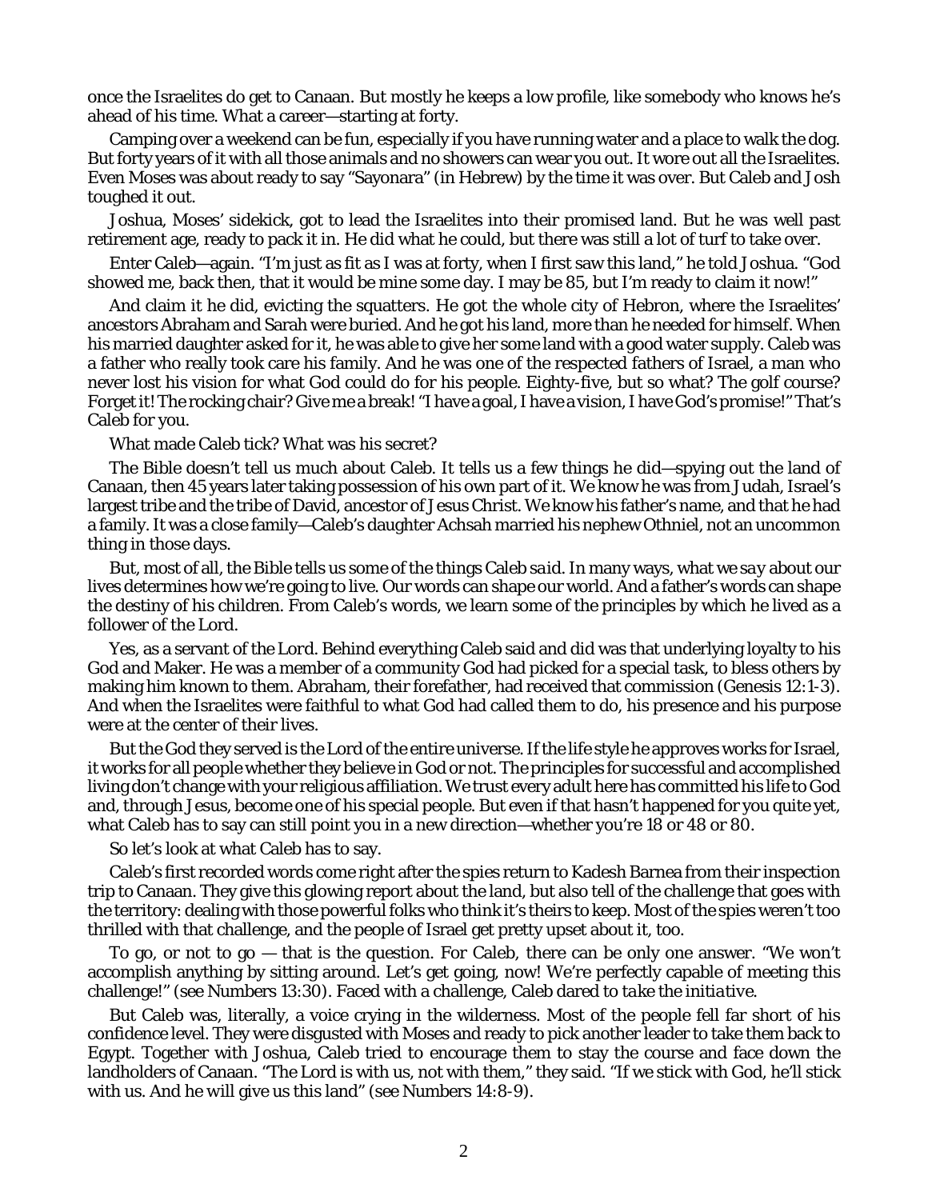once the Israelites do get to Canaan. But mostly he keeps a low profile, like somebody who knows he's ahead of his time. What a career—starting at forty.

Camping over a weekend can be fun, especially if you have running water and a place to walk the dog. But forty years of it with all those animals and no showers can wear you out. It wore out all the Israelites. Even Moses was about ready to say "Sayonara" (in Hebrew) by the time it was over. But Caleb and Josh toughed it out.

Joshua, Moses' sidekick, got to lead the Israelites into their promised land. But he was well past retirement age, ready to pack it in. He did what he could, but there was still a lot of turf to take over.

Enter Caleb—again. "I'm just as fit as I was at forty, when I first saw this land," he told Joshua. "God showed me, back then, that it would be mine some day. I may be 85, but I'm ready to claim it now!"

And claim it he did, evicting the squatters. He got the whole city of Hebron, where the Israelites' ancestors Abraham and Sarah were buried. And he got his land, more than he needed for himself. When his married daughter asked for it, he was able to give her some land with a good water supply. Caleb was a father who really took care his family. And he was one of the respected fathers of Israel, a man who never lost his vision for what God could do for his people. Eighty-five, but so what? The golf course? Forget it! The rocking chair? Give me a break! "I have a goal, I have a vision, I have God's promise!" That's Caleb for you.

What made Caleb tick? What was his secret?

The Bible doesn't tell us much about Caleb. It tells us a few things he did—spying out the land of Canaan, then 45 years later taking possession of his own part of it. We know he was from Judah, Israel's largest tribe and the tribe of David, ancestor of Jesus Christ. We know his father's name, and that he had a family. It was a close family—Caleb's daughter Achsah married his nephew Othniel, not an uncommon thing in those days.

But, most of all, the Bible tells us some of the things Caleb *said*. In many ways, what we *say* about our lives determines how we're going to live. Our words can shape our world. And a father's words can shape the destiny of his children. From Caleb's words, we learn some of the principles by which he lived as a follower of the Lord.

Yes, as a servant of the Lord. Behind everything Caleb said and did was that underlying loyalty to his God and Maker. He was a member of a community God had picked for a special task, to bless others by making him known to them. Abraham, their forefather, had received that commission (Genesis 12:1-3). And when the Israelites were faithful to what God had called them to do, his presence and his purpose were at the center of their lives.

But the God they served is the Lord of the entire universe. If the life style he approves works for Israel, it works for all people whether they believe in God or not. The principles for successful and accomplished living don't change with your religious affiliation. We trust every adult here has committed his life to God and, through Jesus, become one of his special people. But even if that hasn't happened for you quite yet, what Caleb has to say can still point you in a new direction—whether you're 18 or 48 or 80.

So let's look at what Caleb has to say.

Caleb's first recorded words come right after the spies return to Kadesh Barnea from their inspection trip to Canaan. They give this glowing report about the land, but also tell of the challenge that goes with the territory: dealing with those powerful folks who think it's theirs to keep. Most of the spies weren't too thrilled with that challenge, and the people of Israel get pretty upset about it, too.

To go, or not to go — that is the question. For Caleb, there can be only one answer. "We won't accomplish anything by sitting around. Let's get going, now! We're perfectly capable of meeting this challenge!" (see Numbers 13:30). Faced with a challenge, Caleb dared to *take the initiative.*

But Caleb was, literally, a voice crying in the wilderness. Most of the people fell far short of his confidence level. They were disgusted with Moses and ready to pick another leader to take them back to Egypt. Together with Joshua, Caleb tried to encourage them to stay the course and face down the landholders of Canaan. "The Lord is with us, not with them," they said. "If we stick with God, he'll stick with us. And he will give us this land" (see Numbers 14:8-9).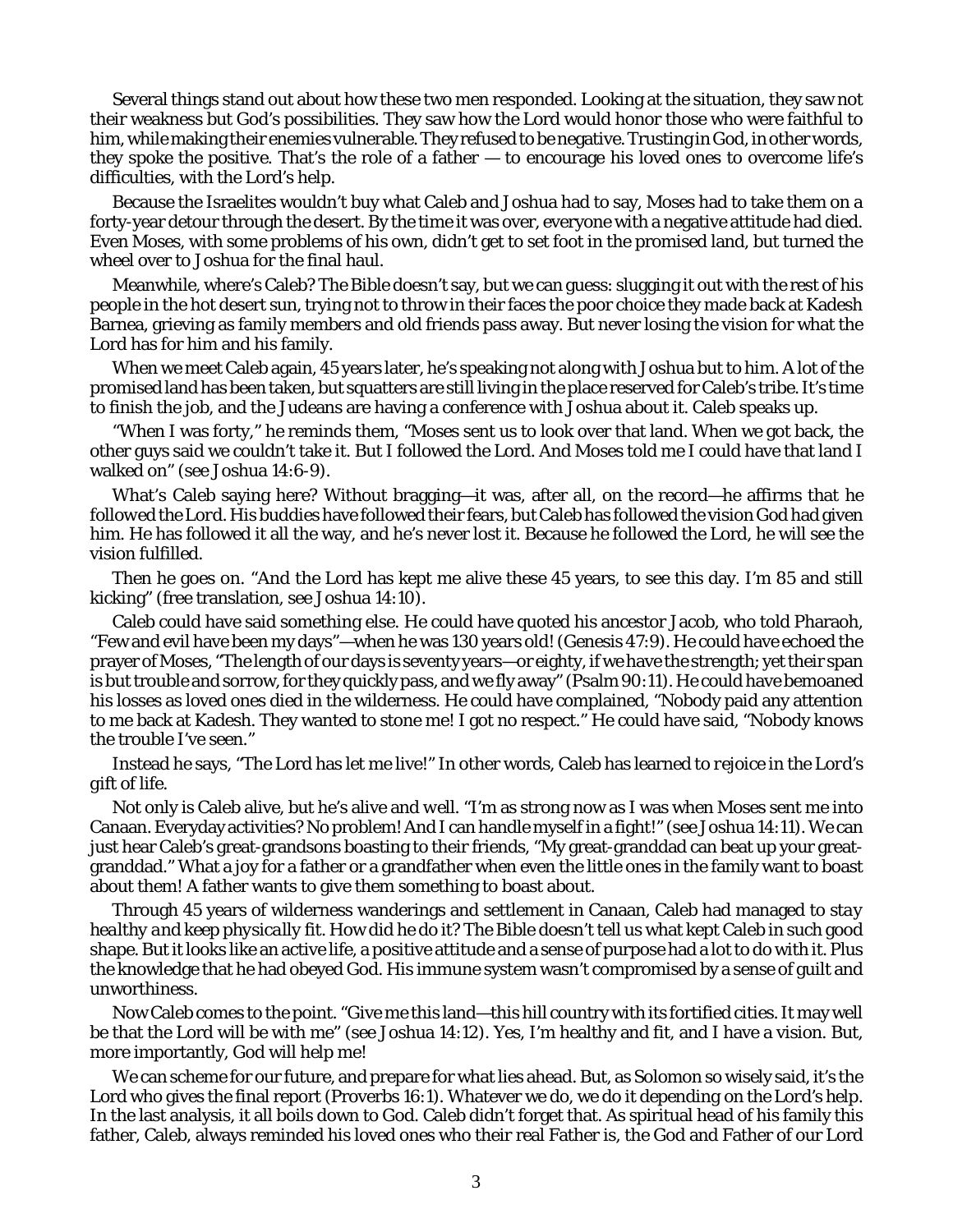Several things stand out about how these two men responded. Looking at the situation, they saw not their weakness but God's possibilities. They saw how the Lord would honor those who were faithful to him, while making their enemies vulnerable. They refused to be negative. Trusting in God, in other words, they spoke the positive. That's the role of a father — to encourage his loved ones to overcome life's difficulties, with the Lord's help.

Because the Israelites wouldn't buy what Caleb and Joshua had to say, Moses had to take them on a forty-year detour through the desert. By the time it was over, everyone with a negative attitude had died. Even Moses, with some problems of his own, didn't get to set foot in the promised land, but turned the wheel over to Joshua for the final haul.

Meanwhile, where's Caleb? The Bible doesn't say, but we can guess: slugging it out with the rest of his people in the hot desert sun, trying not to throw in their faces the poor choice they made back at Kadesh Barnea, grieving as family members and old friends pass away. But never losing the vision for what the Lord has for him and his family.

When we meet Caleb again, 45 years later, he's speaking not along with Joshua but to him. A lot of the promised land has been taken, but squatters are still living in the place reserved for Caleb's tribe. It's time to finish the job, and the Judeans are having a conference with Joshua about it. Caleb speaks up.

"When I was forty," he reminds them, "Moses sent us to look over that land. When we got back, the other guys said we couldn't take it. But I followed the Lord. And Moses told me I could have that land I walked on" (see Joshua 14:6-9).

What's Caleb saying here? Without bragging—it was, after all, on the record—he affirms that he *followed the Lord.* His buddies have followed their fears, but Caleb has followed the vision God had given him. He has followed it all the way, and he's never lost it. Because he followed the Lord, he will see the vision fulfilled.

Then he goes on. "And the Lord has kept me alive these 45 years, to see this day. I'm 85 and still kicking" (free translation, see Joshua 14:10).

Caleb could have said something else. He could have quoted his ancestor Jacob, who told Pharaoh, "Few and evil have been my days"—when he was 130 years old! (Genesis 47:9). He could have echoed the prayer of Moses, "The length of our days is seventy years—or eighty, if we have the strength; yet their span is but trouble and sorrow, for they quickly pass, and we fly away" (Psalm 90:11). He could have bemoaned his losses as loved ones died in the wilderness. He could have complained, "Nobody paid any attention to me back at Kadesh. They wanted to stone me! I got no respect." He could have said, "Nobody knows the trouble I've seen."

Instead he says, "The Lord has let me live!" In other words, Caleb has learned to *rejoice in the Lord's gift of life.*

Not only is Caleb alive, but he's alive and well. "I'm as strong now as I was when Moses sent me into Canaan. Everyday activities? No problem! And I can handle myself in a fight!" (see Joshua 14:11). We can just hear Caleb's great-grandsons boasting to their friends, "My great-granddad can beat up your great-granddad." What a joy for a father or a grandfather when even the little ones in the family want to boast about them! A father wants to give them something to boast about.

Through 45 years of wilderness wanderings and settlement in Canaan, Caleb had managed to *stay healthy and keep physically fit.* How did he do it? The Bible doesn't tell us what kept Caleb in such good shape. But it looks like an active life, a positive attitude and a sense of purpose had a lot to do with it. Plus the knowledge that he had obeyed God. His immune system wasn't compromised by a sense of guilt and unworthiness.

Now Caleb comes to the point. "Give me this land—this hill country with its fortified cities. It may well be that the Lord will be with me" (see Joshua 14:12). Yes, I'm healthy and fit, and I have a vision. But, more importantly, God will help me!

We can scheme for our future, and prepare for what lies ahead. But, as Solomon so wisely said, it's the Lord who gives the final report (Proverbs 16:1). Whatever we do, we do it *depending on the Lord's help.* In the last analysis, it all boils down to God. Caleb didn't forget that. As spiritual head of his family this father, Caleb, always reminded his loved ones who their real Father is, the God and Father of our Lord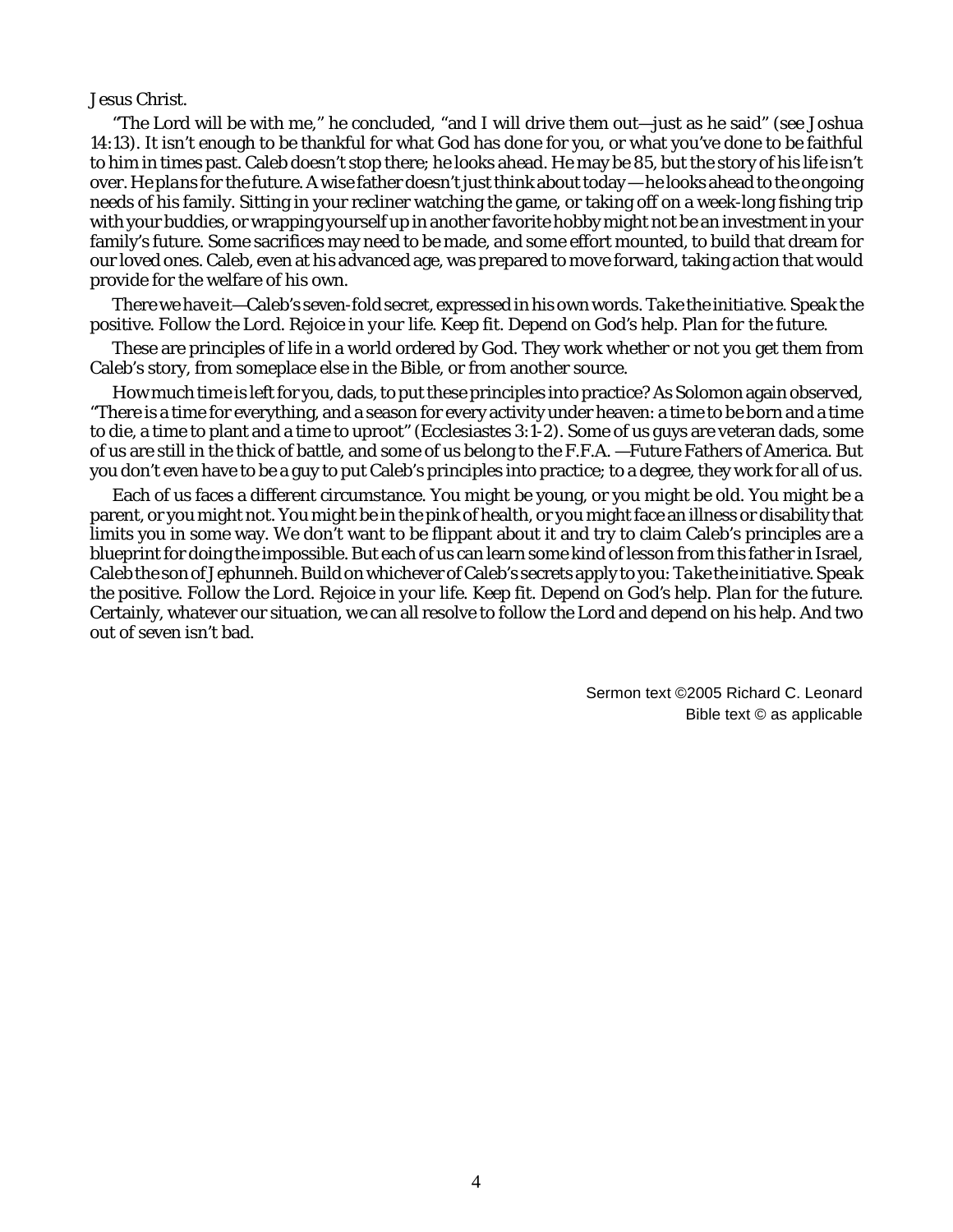Jesus Christ.

"The Lord will be with me," he concluded, "and I will drive them out—just as he said" (see Joshua 14:13). It isn't enough to be thankful for what God has done for you, or what you've done to be faithful to him in times past. Caleb doesn't stop there; he looks ahead. He may be 85, but the story of his life isn't over. *He plans for the future.* A wise father doesn't just think about today — he looks ahead to the ongoing needs of his family. Sitting in your recliner watching the game, or taking off on a week-long fishing trip with your buddies, or wrapping yourself up in another favorite hobby might not be an investment in your family's future. Some sacrifices may need to be made, and some effort mounted, to build that dream for our loved ones. Caleb, even at his advanced age, was prepared to move forward, taking action that would provide for the welfare of his own.

There we have it—Caleb's seven-fold secret, expressed in his own words. *Take the initiative. Speak the positive. Follow the Lord. Rejoice in your life. Keep fit. Depend on God's help. Plan for the future.*

These are principles of life in a world ordered by God. They work whether or not you get them from Caleb's story, from someplace else in the Bible, or from another source.

How much time is left for you, dads, to put these principles into practice? As Solomon again observed, "There is a time for everything, and a season for every activity under heaven: a time to be born and a time to die, a time to plant and a time to uproot" (Ecclesiastes 3:1-2). Some of us guys are veteran dads, some of us are still in the thick of battle, and some of us belong to the F.F.A. —Future Fathers of America. But you don't even have to be a guy to put Caleb's principles into practice; to a degree, they work for all of us.

Each of us faces a different circumstance. You might be young, or you might be old. You might be a parent, or you might not. You might be in the pink of health, or you might face an illness or disability that limits you in some way. We don't want to be flippant about it and try to claim Caleb's principles are a blueprint for doing the impossible. But each of us can learn some kind of lesson from this father in Israel, Caleb the son of Jephunneh. Build on whichever of Caleb's secrets apply to you: *Take the initiative. Speak the positive. Follow the Lord. Rejoice in your life. Keep fit. Depend on God's help. Plan for the future.* Certainly, whatever our situation, we can all resolve to follow the Lord and depend on his help. And two out of seven isn't bad.

Sermon text ©2005 Richard C. Leonard
Bible text © as applicable